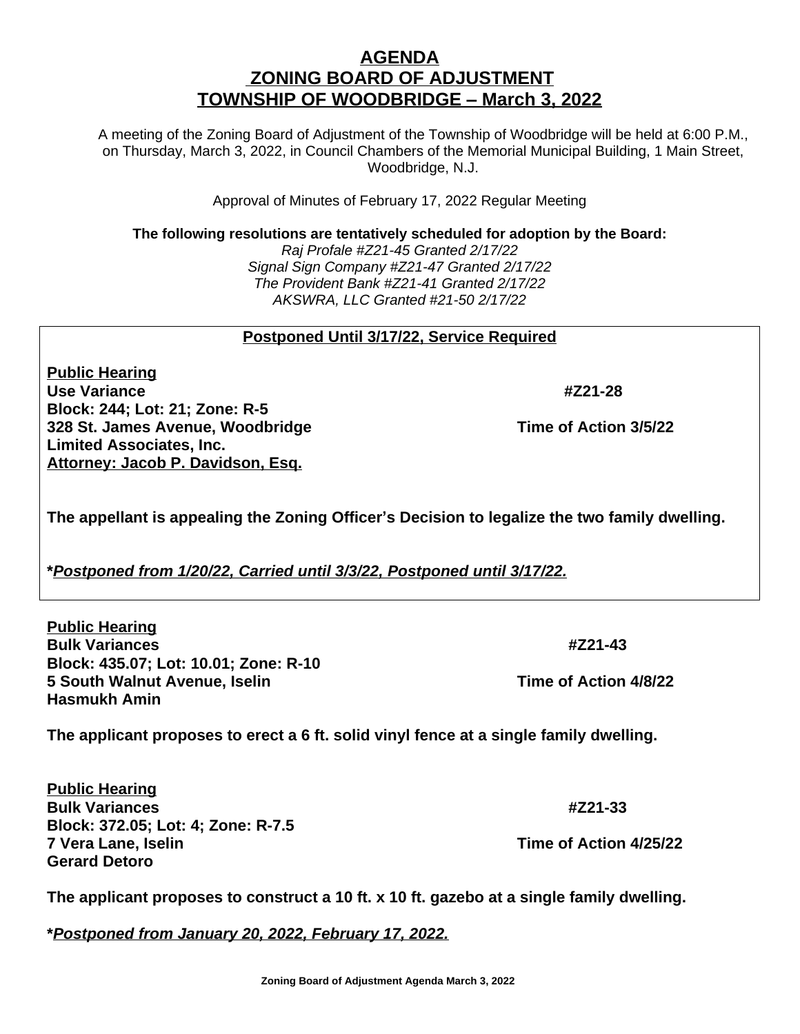# AGENDA
# ZONING BOARD OF ADJUSTMENT
# TOWNSHIP OF WOODBRIDGE – March 3, 2022

A meeting of the Zoning Board of Adjustment of the Township of Woodbridge will be held at 6:00 P.M., on Thursday, March 3, 2022, in Council Chambers of the Memorial Municipal Building, 1 Main Street, Woodbridge, N.J.

Approval of Minutes of February 17, 2022 Regular Meeting

**The following resolutions are tentatively scheduled for adoption by the Board:**

*Raj Profale #Z21-45 Granted 2/17/22*
*Signal Sign Company #Z21-47 Granted 2/17/22*
*The Provident Bank #Z21-41 Granted 2/17/22*
*AKSWRA, LLC Granted #21-50 2/17/22*

---

**Postponed Until 3/17/22, Service Required**

**Public Hearing**
**Use Variance** **#Z21-28**
**Block: 244; Lot: 21; Zone: R-5**
**328 St. James Avenue, Woodbridge** **Time of Action 3/5/22**
**Limited Associates, Inc.**
**Attorney: Jacob P. Davidson, Esq.**

**The appellant is appealing the Zoning Officer's Decision to legalize the two family dwelling.**

***Postponed from 1/20/22, Carried until 3/3/22, Postponed until 3/17/22.***

---

**Public Hearing**
**Bulk Variances** **#Z21-43**
**Block: 435.07; Lot: 10.01; Zone: R-10**
**5 South Walnut Avenue, Iselin** **Time of Action 4/8/22**
**Hasmukh Amin**

**The applicant proposes to erect a 6 ft. solid vinyl fence at a single family dwelling.**

**Public Hearing**
**Bulk Variances** **#Z21-33**
**Block: 372.05; Lot: 4; Zone: R-7.5**
**7 Vera Lane, Iselin** **Time of Action 4/25/22**
**Gerard Detoro**

**The applicant proposes to construct a 10 ft. x 10 ft. gazebo at a single family dwelling.**

***Postponed from January 20, 2022, February 17, 2022.***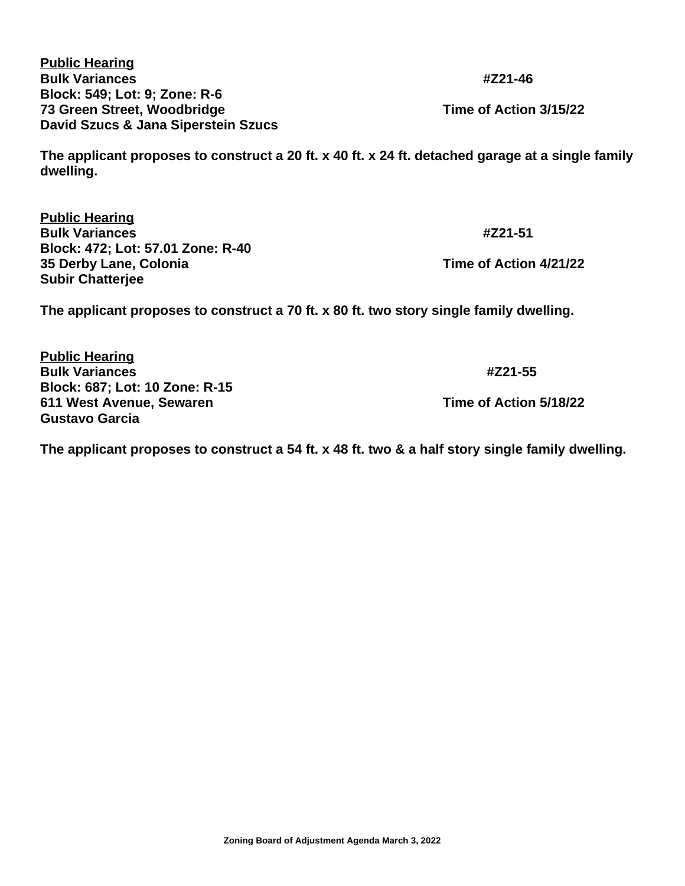**<u>Public Hearing</u>**
**Bulk Variances** **#Z21-46**
**Block: 549; Lot: 9; Zone: R-6**
**73 Green Street, Woodbridge** **Time of Action 3/15/22**
**David Szucs & Jana Siperstein Szucs**

**The applicant proposes to construct a 20 ft. x 40 ft. x 24 ft. detached garage at a single family dwelling.**

**<u>Public Hearing</u>**
**Bulk Variances** **#Z21-51**
**Block: 472; Lot: 57.01 Zone: R-40**
**35 Derby Lane, Colonia** **Time of Action 4/21/22**
**Subir Chatterjee**

**The applicant proposes to construct a 70 ft. x 80 ft. two story single family dwelling.**

**<u>Public Hearing</u>**
**Bulk Variances** **#Z21-55**
**Block: 687; Lot: 10 Zone: R-15**
**611 West Avenue, Sewaren** **Time of Action 5/18/22**
**Gustavo Garcia**

**The applicant proposes to construct a 54 ft. x 48 ft. two & a half story single family dwelling.**